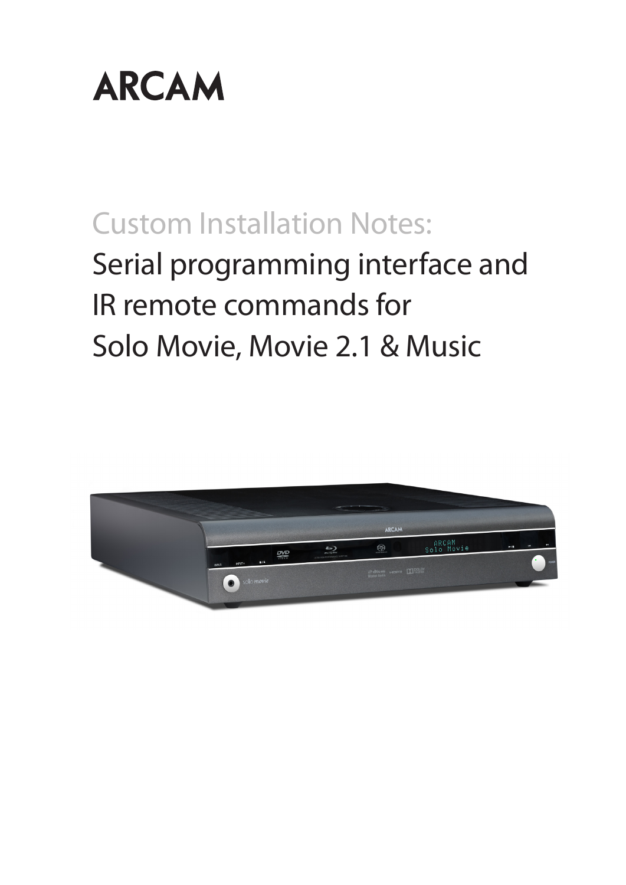# ARCAM

Custom Installation Notes:

## Serial programming interface and IR remote commands for Solo Movie, Movie 2.1 & Music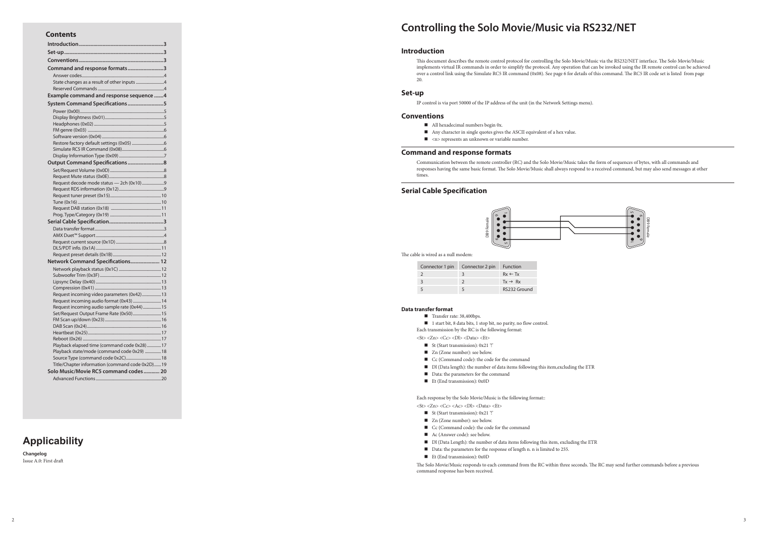## Contents

| | |
|---|---|
| **Introduction** | **3** |
| **Set-up** | **3** |
| **Conventions** | **3** |
| **Command and response formats** | **3** |
| Answer codes | 4 |
| State changes as a result of other inputs | 4 |
| Reserved Commands | 4 |
| **Example command and response sequence** | **4** |
| **System Command Specifications** | **5** |
| Power (0x00) | 5 |
| Display Brightness (0x01) | 5 |
| Headphones (0x02) | 5 |
| FM genre (0x03) | 6 |
| Software version (0x04) | 6 |
| Restore factory default settings (0x05) | 6 |
| Simulate RC5 IR Command (0x08) | 6 |
| Display Information Type (0x09) | 7 |
| **Output Command Specifications** | **8** |
| Set/Request Volume (0x0D) | 8 |
| Request Mute status (0x0E) | 8 |
| Request decode mode status — 2ch (0x10) | 9 |
| Request RDS information (0x12) | 9 |
| Request tuner preset (0x15) | 10 |
| Tune (0x16) | 10 |
| Request DAB station (0x18) | 11 |
| Prog. Type/Category (0x19) | 11 |
| **Serial Cable Specification** | **3** |
| Data transfer format | 3 |
| AMX Duet™ Support | 4 |
| Request current source (0x1D) | 8 |
| DLS/PDT info. (0x1A) | 11 |
| Request preset details (0x1B) | 12 |
| **Network Command Specifications** | **12** |
| Network playback status (0x1C) | 12 |
| Subwoofer Trim (0x3F) | 12 |
| Lipsync Delay (0x40) | 13 |
| Compression (0x41) | 13 |
| Request incoming video parameters (0x42) | 13 |
| Request incoming audio format (0x43) | 14 |
| Request incoming audio sample rate (0x44) | 15 |
| Set/Request Output Frame Rate (0x50) | 15 |
| FM Scan up/down (0x23) | 16 |
| DAB Scan (0x24) | 16 |
| Heartbeat (0x25) | 17 |
| Reboot (0x26) | 17 |
| Playback elapsed time (command code 0x28) | 17 |
| Playback state/mode (command code 0x29) | 18 |
| Source Type (command code 0x2C) | 18 |
| Title/Chapter information (command code 0x2D) | 19 |
| **Solo Music/Movie RC5 command codes** | **20** |
| Advanced Functions | 20 |

# Applicability

**Changelog**

Issue A.0: First draft

# Controlling the Solo Movie/Music via RS232/NET

## Introduction

This document describes the remote control protocol for controlling the Solo Movie/Music via the RS232/NET interface. The Solo Movie/Music implements virtual IR commands in order to simplify the protocol. Any operation that can be invoked using the IR remote control can be achieved over a control link using the Simulate RC5 IR command (0x08). See page 6 for details of this command. The RC5 IR code set is listed from page 20.

## Set-up

IP control is via port 50000 of the IP address of the unit (in the Network Settings menu).

## Conventions

- All hexadecimal numbers begin 0x.
- Any character in single quotes gives the ASCII equivalent of a hex value.
- <n> represents an unknown or variable number.

## Command and response formats

Communication between the remote controller (RC) and the Solo Movie/Music takes the form of sequences of bytes, with all commands and responses having the same basic format. The Solo Movie/Music shall always respond to a received command, but may also send messages at other times.

## Serial Cable Specification

DB9 Female — DB9 Female

The cable is wired as a null modem:

| Connector 1 pin | Connector 2 pin | Function |
|---|---|---|
| 2 | 3 | Rx ← Tx |
| 3 | 2 | Tx → Rx |
| 5 | 5 | RS232 Ground |

### Data transfer format

- Transfer rate: 38,400bps.
- 1 start bit, 8 data bits, 1 stop bit, no parity, no flow control.

Each transmission by the RC is the following format:

<St> <Zn> <Cc> <Dl> <Data> <Et>

- St (Start transmission): 0x21 '!'
- Zn (Zone number): see below.
- Cc (Command code): the code for the command
- Dl (Data length): the number of data items following this item,excluding the ETR
- Data: the parameters for the command
- Et (End transmission): 0x0D

Each response by the Solo Movie/Music is the following format::

<St> <Zn> <Cc> <Ac> <Dl> <Data> <Et>

- St (Start transmission): 0x21 '!'
- Zn (Zone number): see below.
- Cc (Command code): the code for the command
- Ac (Answer code): see below.
- Dl (Data Length): the number of data items following this item, excluding the ETR
- Data: the parameters for the response of length n. n is limited to 255.
- Et (End transmission): 0x0D

The Solo Movie/Music responds to each command from the RC within three seconds. The RC may send further commands before a previous command response has been received.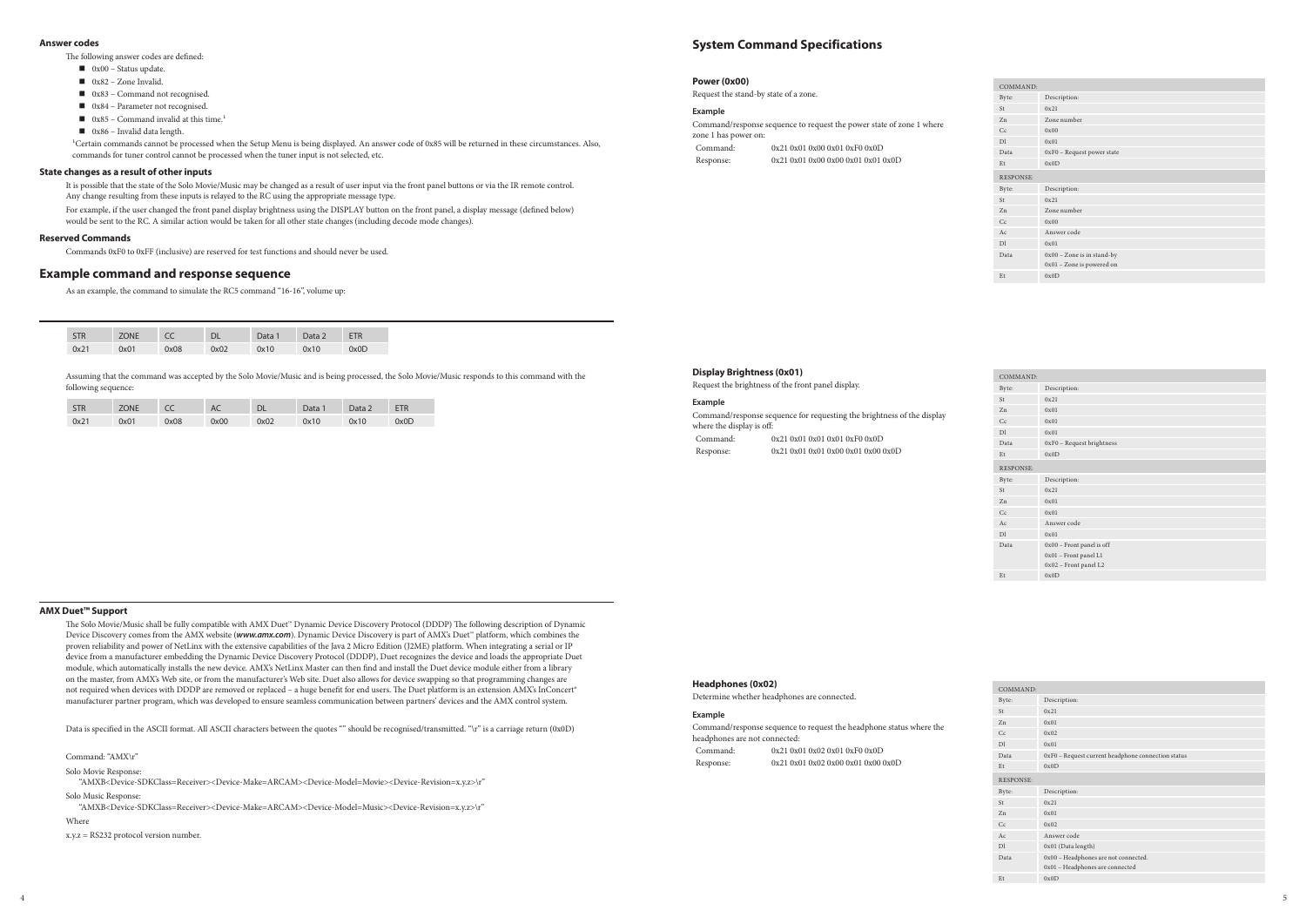### Answer codes

The following answer codes are defined:

- 0x00 – Status update.
- 0x82 – Zone Invalid.
- 0x83 – Command not recognised.
- 0x84 – Parameter not recognised.
- 0x85 – Command invalid at this time.[1]
- 0x86 – Invalid data length.

[1]Certain commands cannot be processed when the Setup Menu is being displayed. An answer code of 0x85 will be returned in these circumstances. Also, commands for tuner control cannot be processed when the tuner input is not selected, etc.

### State changes as a result of other inputs

It is possible that the state of the Solo Movie/Music may be changed as a result of user input via the front panel buttons or via the IR remote control. Any change resulting from these inputs is relayed to the RC using the appropriate message type.

For example, if the user changed the front panel display brightness using the DISPLAY button on the front panel, a display message (defined below) would be sent to the RC. A similar action would be taken for all other state changes (including decode mode changes).

### Reserved Commands

Commands 0xF0 to 0xFF (inclusive) are reserved for test functions and should never be used.

## Example command and response sequence

As an example, the command to simulate the RC5 command "16-16", volume up:

| STR | ZONE | CC | DL | Data 1 | Data 2 | ETR |
|---|---|---|---|---|---|---|
| 0x21 | 0x01 | 0x08 | 0x02 | 0x10 | 0x10 | 0x0D |

Assuming that the command was accepted by the Solo Movie/Music and is being processed, the Solo Movie/Music responds to this command with the following sequence:

| STR | ZONE | CC | AC | DL | Data 1 | Data 2 | ETR |
|---|---|---|---|---|---|---|---|
| 0x21 | 0x01 | 0x08 | 0x00 | 0x02 | 0x10 | 0x10 | 0x0D |

### AMX Duet™ Support

The Solo Movie/Music shall be fully compatible with AMX Duet™ Dynamic Device Discovery Protocol (DDDP) The following description of Dynamic Device Discovery comes from the AMX website (***www.amx.com***). Dynamic Device Discovery is part of AMX's Duet™ platform, which combines the proven reliability and power of NetLinx with the extensive capabilities of the Java 2 Micro Edition (J2ME) platform. When integrating a serial or IP device from a manufacturer embedding the Dynamic Device Discovery Protocol (DDDP), Duet recognizes the device and loads the appropriate Duet module, which automatically installs the new device. AMX's NetLinx Master can then find and install the Duet device module either from a library on the master, from AMX's Web site, or from the manufacturer's Web site. Duet also allows for device swapping so that programming changes are not required when devices with DDDP are removed or replaced – a huge benefit for end users. The Duet platform is an extension AMX's InConcert® manufacturer partner program, which was developed to ensure seamless communication between partners' devices and the AMX control system.

Data is specified in the ASCII format. All ASCII characters between the quotes "" should be recognised/transmitted. "\r" is a carriage return (0x0D)

Command: "AMX\r"

Solo Movie Response:

"AMXB<Device-SDKClass=Receiver><Device-Make=ARCAM><Device-Model=Movie><Device-Revision=x.y.z>\r"

Solo Music Response:

"AMXB<Device-SDKClass=Receiver><Device-Make=ARCAM><Device-Model=Music><Device-Revision=x.y.z>\r"

Where

x.y.z = RS232 protocol version number.

## System Command Specifications

### Power (0x00)

Request the stand-by state of a zone.

#### Example

Command/response sequence to request the power state of zone 1 where zone 1 has power on:

Command: 0x21 0x01 0x00 0x01 0xF0 0x0D

Response: 0x21 0x01 0x00 0x00 0x01 0x01 0x0D

| COMMAND: | |
|---|---|
| Byte: | Description: |
| St | 0x21 |
| Zn | Zone number |
| Cc | 0x00 |
| Dl | 0x01 |
| Data | 0xF0 – Request power state |
| Et | 0x0D |
| **RESPONSE:** | |
| Byte: | Description: |
| St | 0x21 |
| Zn | Zone number |
| Cc | 0x00 |
| Ac | Answer code |
| Dl | 0x01 |
| Data | 0x00 – Zone is in stand-by<br>0x01 – Zone is powered on |
| Et | 0x0D |

### Display Brightness (0x01)

Request the brightness of the front panel display.

#### Example

Command/response sequence for requesting the brightness of the display where the display is off:

Command: 0x21 0x01 0x01 0x01 0xF0 0x0D

Response: 0x21 0x01 0x01 0x00 0x01 0x00 0x0D

| COMMAND: | |
|---|---|
| Byte: | Description: |
| St | 0x21 |
| Zn | 0x01 |
| Cc | 0x01 |
| Dl | 0x01 |
| Data | 0xF0 – Request brightness |
| Et | 0x0D |
| **RESPONSE:** | |
| Byte: | Description: |
| St | 0x21 |
| Zn | 0x01 |
| Cc | 0x01 |
| Ac | Answer code |
| Dl | 0x01 |
| Data | 0x00 – Front panel is off<br>0x01 – Front panel L1<br>0x02 – Front panel L2 |
| Et | 0x0D |

### Headphones (0x02)

Determine whether headphones are connected.

#### Example

Command/response sequence to request the headphone status where the headphones are not connected:

Command: 0x21 0x01 0x02 0x01 0xF0 0x0D

Response: 0x21 0x01 0x02 0x00 0x01 0x00 0x0D

| COMMAND: | |
|---|---|
| Byte: | Description: |
| St | 0x21 |
| Zn | 0x01 |
| Cc | 0x02 |
| Dl | 0x01 |
| Data | 0xF0 – Request current headphone connection status |
| Et | 0x0D |
| **RESPONSE:** | |
| Byte: | Description: |
| St | 0x21 |
| Zn | 0x01 |
| Cc | 0x02 |
| Ac | Answer code |
| Dl | 0x01 (Data length) |
| Data | 0x00 – Headphones are not connected.<br>0x01 – Headphones are connected |
| Et | 0x0D |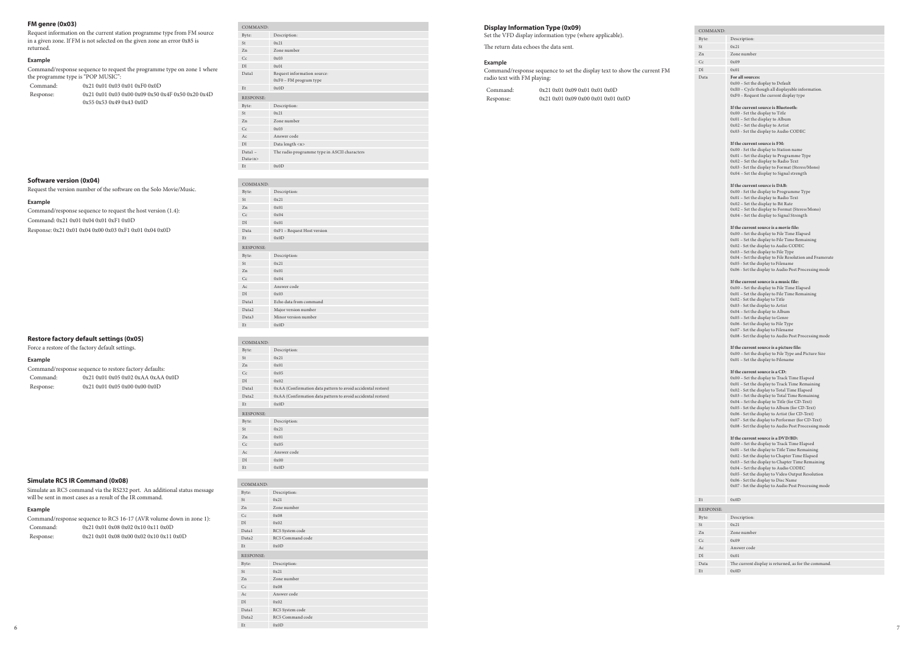## FM genre (0x03)

Request information on the current station programme type from FM source in a given zone. If FM is not selected on the given zone an error 0x85 is returned.

### Example

Command/response sequence to request the programme type on zone 1 where the programme type is "POP MUSIC":

| | |
|---|---|
| Command: | 0x21 0x01 0x03 0x01 0xF0 0x0D |
| Response: | 0x21 0x01 0x03 0x00 0x09 0x50 0x4F 0x50 0x20 0x4D 0x55 0x53 0x49 0x43 0x0D |

| COMMAND: | |
|---|---|
| Byte: | Description: |
| St | 0x21 |
| Zn | Zone number |
| Cc | 0x03 |
| Dl | 0x01 |
| Data1 | Request information source: 0xF0 – FM program type |
| Et | 0x0D |
| **RESPONSE:** | |
| Byte: | Description: |
| St | 0x21 |
| Zn | Zone number |
| Cc | 0x03 |
| Ac | Answer code |
| Dl | Data length <n> |
| Data1 – Data<n> | The radio programme type in ASCII characters |
| Et | 0x0D |

## Software version (0x04)

Request the version number of the software on the Solo Movie/Music.

### Example

Command/response sequence to request the host version (1.4):

Command: 0x21 0x01 0x04 0x01 0xF1 0x0D

Response: 0x21 0x01 0x04 0x00 0x03 0xF1 0x01 0x04 0x0D

| COMMAND: | |
|---|---|
| Byte: | Description: |
| St | 0x21 |
| Zn | 0x01 |
| Cc | 0x04 |
| Dl | 0x01 |
| Data | 0xF1 – Request Host version |
| Et | 0x0D |
| **RESPONSE:** | |
| Byte: | Description: |
| St | 0x21 |
| Zn | 0x01 |
| Cc | 0x04 |
| Ac | Answer code |
| Dl | 0x03 |
| Data1 | Echo data from command |
| Data2 | Major version number |
| Data3 | Minor version number |
| Et | 0x0D |

## Restore factory default settings (0x05)

Force a restore of the factory default settings.

### Example

Command/response sequence to restore factory defaults:

| | |
|---|---|
| Command: | 0x21 0x01 0x05 0x02 0xAA 0xAA 0x0D |
| Response: | 0x21 0x01 0x05 0x00 0x00 0x0D |

| COMMAND: | |
|---|---|
| Byte: | Description: |
| St | 0x21 |
| Zn | 0x01 |
| Cc | 0x05 |
| Dl | 0x02 |
| Data1 | 0xAA (Confirmation data pattern to avoid accidental restore) |
| Data2 | 0xAA (Confirmation data pattern to avoid accidental restore) |
| Et | 0x0D |
| **RESPONSE:** | |
| Byte: | Description: |
| St | 0x21 |
| Zn | 0x01 |
| Cc | 0x05 |
| Ac | Answer code |
| Dl | 0x00 |
| Et | 0x0D |

## Simulate RC5 IR Command (0x08)

Simulate an RC5 command via the RS232 port. An additional status message will be sent in most cases as a result of the IR command.

### Example

Command/response sequence to RC5 16-17 (AVR volume down in zone 1):

| | |
|---|---|
| Command: | 0x21 0x01 0x08 0x02 0x10 0x11 0x0D |
| Response: | 0x21 0x01 0x08 0x00 0x02 0x10 0x11 0x0D |

| COMMAND: | |
|---|---|
| Byte: | Description: |
| St | 0x21 |
| Zn | Zone number |
| Cc | 0x08 |
| Dl | 0x02 |
| Data1 | RC5 System code |
| Data2 | RC5 Command code |
| Et | 0x0D |
| **RESPONSE:** | |
| Byte: | Description: |
| St | 0x21 |
| Zn | Zone number |
| Cc | 0x08 |
| Ac | Answer code |
| Dl | 0x02 |
| Data1 | RC5 System code |
| Data2 | RC5 Command code |
| Et | 0x0D |

## Display Information Type (0x09)

Set the VFD display information type (where applicable).

The return data echoes the data sent.

### Example

Command/response sequence to set the display text to show the current FM radio text with FM playing:

| | |
|---|---|
| Command: | 0x21 0x01 0x09 0x01 0x01 0x0D |
| Response: | 0x21 0x01 0x09 0x00 0x01 0x01 0x0D |

| COMMAND: | |
|---|---|
| Byte: | Description: |
| St | 0x21 |
| Zn | Zone number |
| Cc | 0x09 |
| Dl | 0x01 |
| Data | **For all sources:**<br>0x00 – Set the display to Default<br>0xE0 – Cycle though all displayable information.<br>0xF0 – Request the current display type<br><br>**If the current source is Bluetooth:**<br>0x00 - Set the display to Title<br>0x01 – Set the display to Album<br>0x02 – Set the display to Artist<br>0x03 - Set the display to Audio CODEC<br><br>**If the current source is FM:**<br>0x00 - Set the display to Station name<br>0x01 – Set the display to Programme Type<br>0x02 – Set the display to Radio Text<br>0x03 - Set the display to Format (Stereo/Mono)<br>0x04 – Set the display to Signal strength<br><br>**If the current source is DAB:**<br>0x00 - Set the display to Programme Type<br>0x01 – Set the display to Radio Text<br>0x02 – Set the display to Bit Rate<br>0x02 – Set the display to Format (Stereo/Mono)<br>0x04 – Set the display to Signal Strength<br><br>**If the current source is a movie file:**<br>0x00 – Set the display to File Time Elapsed<br>0x01 – Set the display to File Time Remaining<br>0x02 - Set the display to Audio CODEC<br>0x03 – Set the display to File Type<br>0x04 – Set the display to File Resolution and Framerate<br>0x05 - Set the display to Filename<br>0x06 - Set the display to Audio Post Processing mode<br><br>**If the current source is a music file:**<br>0x00 – Set the display to File Time Elapsed<br>0x01 – Set the display to File Time Remaining<br>0x02 - Set the display to Title<br>0x03 - Set the display to Artist<br>0x04 – Set the display to Album<br>0x05 – Set the display to Genre<br>0x06 - Set the display to File Type<br>0x07 - Set the display to Filename<br>0x08 - Set the display to Audio Post Processing mode<br><br>**If the current source is a picture file:**<br>0x00 – Set the display to File Type and Picture Size<br>0x01 – Set the display to Filename<br><br>**If the current source is a CD:**<br>0x00 – Set the display to Track Time Elapsed<br>0x01 – Set the display to Track Time Remaining<br>0x02 - Set the display to Total Time Elapsed<br>0x03 – Set the display to Total Time Remaining<br>0x04 – Set the display to Title (for CD-Text)<br>0x05 - Set the display to Album (for CD-Text)<br>0x06 - Set the display to Artist (for CD-Text)<br>0x07 - Set the display to Performer (for CD-Text)<br>0x08 - Set the display to Audio Post Processing mode<br><br>**If the current source is a DVD/BD:**<br>0x00 – Set the display to Track Time Elapsed<br>0x01 – Set the display to Title Time Remaining<br>0x02 - Set the display to Chapter Time Elapsed<br>0x03 – Set the display to Chapter Time Remaining<br>0x04 – Set the display to Audio CODEC<br>0x05 - Set the display to Video Output Resolution<br>0x06 - Set the display to Disc Name<br>0x07 - Set the display to Audio Post Processing mode |
| Et | 0x0D |
| **RESPONSE:** | |
| Byte: | Description: |
| St | 0x21 |
| Zn | Zone number |
| Cc | 0x09 |
| Ac | Answer code |
| Dl | 0x01 |
| Data | The current display is returned, as for the command. |
| Et | 0x0D |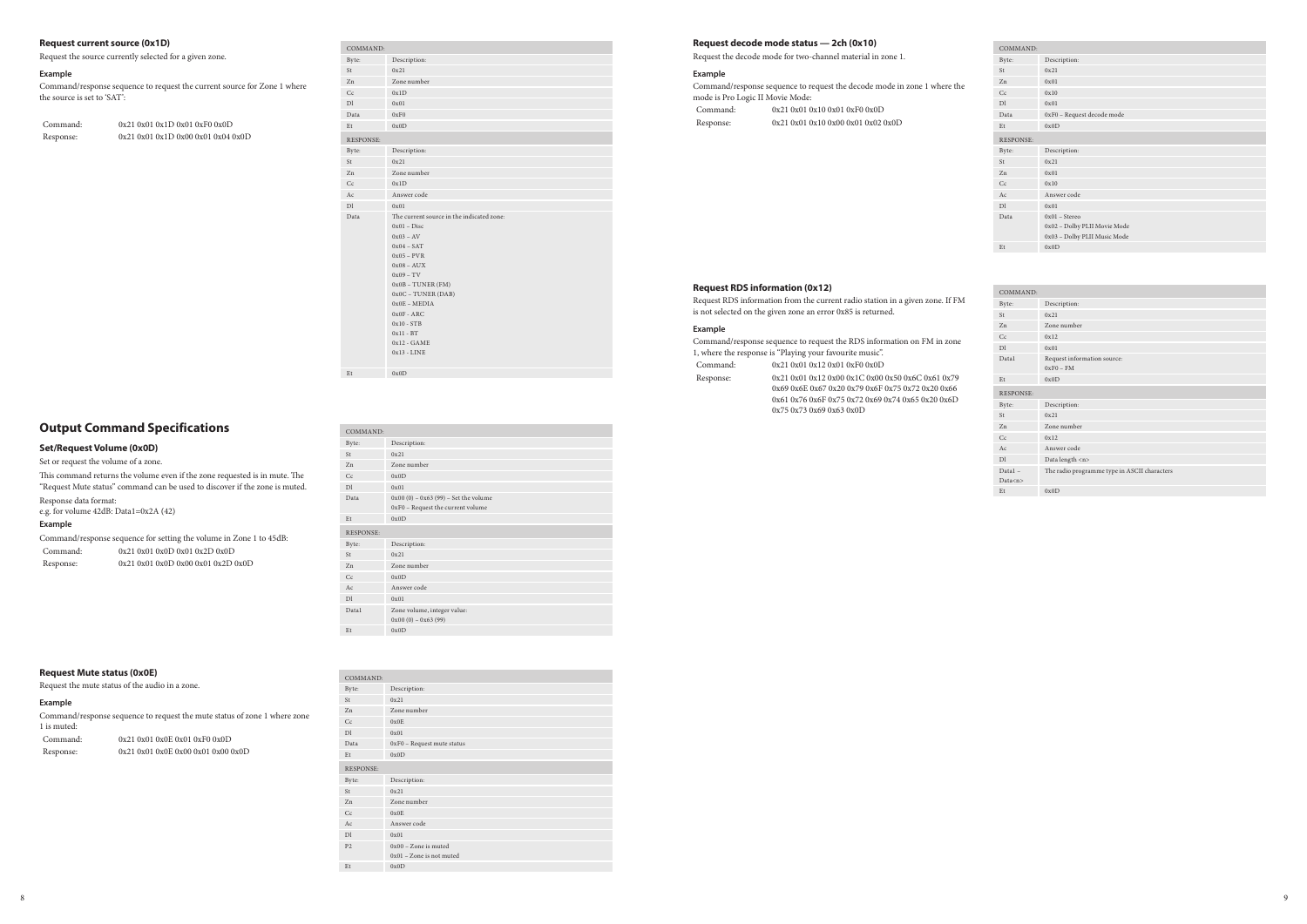### Request current source (0x1D)

Request the source currently selected for a given zone.

#### Example

Command/response sequence to request the current source for Zone 1 where the source is set to 'SAT':

| | |
|---|---|
| Command: | 0x21 0x01 0x1D 0x01 0xF0 0x0D |
| Response: | 0x21 0x01 0x1D 0x00 0x01 0x04 0x0D |

| COMMAND: | |
|---|---|
| Byte: | Description: |
| St | 0x21 |
| Zn | Zone number |
| Cc | 0x1D |
| Dl | 0x01 |
| Data | 0xF0 |
| Et | 0x0D |
| **RESPONSE:** | |
| Byte: | Description: |
| St | 0x21 |
| Zn | Zone number |
| Cc | 0x1D |
| Ac | Answer code |
| Dl | 0x01 |
| Data | The current source in the indicated zone:<br>0x01 – Disc<br>0x03 – AV<br>0x04 – SAT<br>0x05 – PVR<br>0x08 – AUX<br>0x09 – TV<br>0x0B – TUNER (FM)<br>0x0C – TUNER (DAB)<br>0x0E – MEDIA<br>0x0F - ARC<br>0x10 - STB<br>0x11 - BT<br>0x12 - GAME<br>0x13 - LINE |
| Et | 0x0D |

## Output Command Specifications

### Set/Request Volume (0x0D)

Set or request the volume of a zone.

This command returns the volume even if the zone requested is in mute. The "Request Mute status" command can be used to discover if the zone is muted.

Response data format:
e.g. for volume 42dB: Data1=0x2A (42)

#### Example

Command/response sequence for setting the volume in Zone 1 to 45dB:

| | |
|---|---|
| Command: | 0x21 0x01 0x0D 0x01 0x2D 0x0D |
| Response: | 0x21 0x01 0x0D 0x00 0x01 0x2D 0x0D |

| COMMAND: | |
|---|---|
| Byte: | Description: |
| St | 0x21 |
| Zn | Zone number |
| Cc | 0x0D |
| Dl | 0x01 |
| Data | 0x00 (0) – 0x63 (99) – Set the volume<br>0xF0 – Request the current volume |
| Et | 0x0D |
| **RESPONSE:** | |
| Byte: | Description: |
| St | 0x21 |
| Zn | Zone number |
| Cc | 0x0D |
| Ac | Answer code |
| Dl | 0x01 |
| Data1 | Zone volume, integer value:<br>0x00 (0) – 0x63 (99) |
| Et | 0x0D |

### Request Mute status (0x0E)

Request the mute status of the audio in a zone.

#### Example

Command/response sequence to request the mute status of zone 1 where zone 1 is muted:

| | |
|---|---|
| Command: | 0x21 0x01 0x0E 0x01 0xF0 0x0D |
| Response: | 0x21 0x01 0x0E 0x00 0x01 0x00 0x0D |

| COMMAND: | |
|---|---|
| Byte: | Description: |
| St | 0x21 |
| Zn | Zone number |
| Cc | 0x0E |
| Dl | 0x01 |
| Data | 0xF0 – Request mute status |
| Et | 0x0D |
| **RESPONSE:** | |
| Byte: | Description: |
| St | 0x21 |
| Zn | Zone number |
| Cc | 0x0E |
| Ac | Answer code |
| Dl | 0x01 |
| P2 | 0x00 – Zone is muted<br>0x01 – Zone is not muted |
| Et | 0x0D |

### Request decode mode status — 2ch (0x10)

Request the decode mode for two-channel material in zone 1.

#### Example

Command/response sequence to request the decode mode in zone 1 where the mode is Pro Logic II Movie Mode:

| | |
|---|---|
| Command: | 0x21 0x01 0x10 0x01 0xF0 0x0D |
| Response: | 0x21 0x01 0x10 0x00 0x01 0x02 0x0D |

| COMMAND: | |
|---|---|
| Byte: | Description: |
| St | 0x21 |
| Zn | 0x01 |
| Cc | 0x10 |
| Dl | 0x01 |
| Data | 0xF0 – Request decode mode |
| Et | 0x0D |
| **RESPONSE:** | |
| Byte: | Description: |
| St | 0x21 |
| Zn | 0x01 |
| Cc | 0x10 |
| Ac | Answer code |
| Dl | 0x01 |
| Data | 0x01 – Stereo<br>0x02 – Dolby PLII Movie Mode<br>0x03 – Dolby PLII Music Mode |
| Et | 0x0D |

### Request RDS information (0x12)

Request RDS information from the current radio station in a given zone. If FM is not selected on the given zone an error 0x85 is returned.

#### Example

Command/response sequence to request the RDS information on FM in zone 1, where the response is "Playing your favourite music".

| | |
|---|---|
| Command: | 0x21 0x01 0x12 0x01 0xF0 0x0D |
| Response: | 0x21 0x01 0x12 0x00 0x1C 0x00 0x50 0x6C 0x61 0x79 0x69 0x6E 0x67 0x20 0x79 0x6F 0x75 0x72 0x20 0x66 0x61 0x76 0x6F 0x75 0x72 0x69 0x74 0x65 0x20 0x6D 0x75 0x73 0x69 0x63 0x0D |

| COMMAND: | |
|---|---|
| Byte: | Description: |
| St | 0x21 |
| Zn | Zone number |
| Cc | 0x12 |
| Dl | 0x01 |
| Data1 | Request information source:<br>0xF0 – FM |
| Et | 0x0D |
| **RESPONSE:** | |
| Byte: | Description: |
| St | 0x21 |
| Zn | Zone number |
| Cc | 0x12 |
| Ac | Answer code |
| Dl | Data length <n> |
| Data1 – Data<n> | The radio programme type in ASCII characters |
| Et | 0x0D |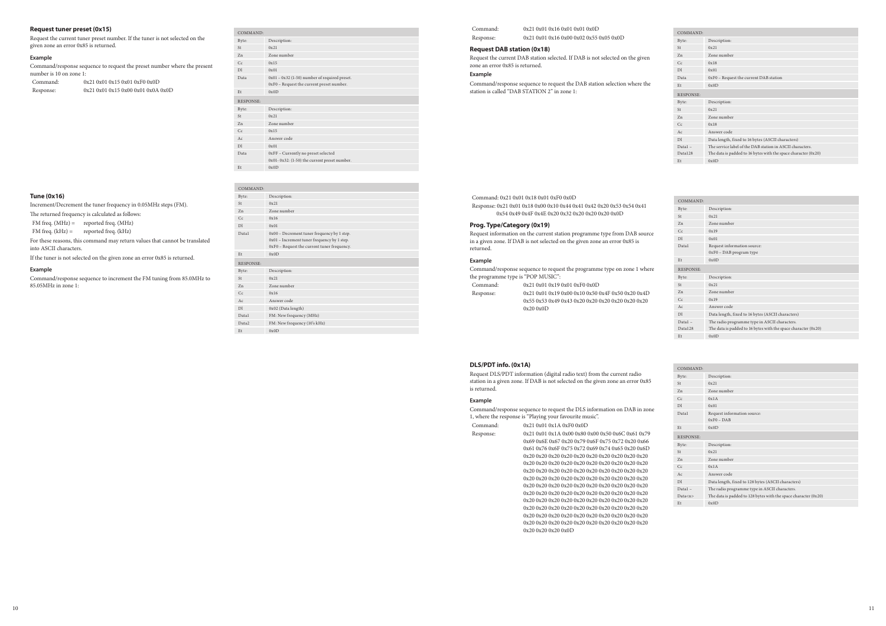## Request tuner preset (0x15)

Request the current tuner preset number. If the tuner is not selected on the given zone an error 0x85 is returned.

### Example

Command/response sequence to request the preset number where the present number is 10 on zone 1:

Command: 0x21 0x01 0x15 0x01 0xF0 0x0D
Response: 0x21 0x01 0x15 0x00 0x01 0x0A 0x0D

| COMMAND: | |
|---|---|
| Byte: | Description: |
| St | 0x21 |
| Zn | Zone number |
| Cc | 0x15 |
| Dl | 0x01 |
| Data | 0x01 – 0x32 (1-50) number of required preset.<br>0xF0 – Request the current preset number. |
| Et | 0x0D |
| **RESPONSE:** | |
| Byte: | Description: |
| St | 0x21 |
| Zn | Zone number |
| Cc | 0x15 |
| Ac | Answer code |
| Dl | 0x01 |
| Data | 0xFF – Currently no preset selected<br>0x01- 0x32: (1-50) the current preset number. |
| Et | 0x0D |

## Tune (0x16)

Increment/Decrement the tuner frequency in 0.05MHz steps (FM).

The returned frequency is calculated as follows:

FM freq. (MHz) = reported freq. (MHz)
FM freq. (kHz) = reported freq. (kHz)

For these reasons, this command may return values that cannot be translated into ASCII characters.

If the tuner is not selected on the given zone an error 0x85 is returned.

### Example

Command/response sequence to increment the FM tuning from 85.0MHz to 85.05MHz in zone 1:

Command: 0x21 0x01 0x16 0x01 0x01 0x0D
Response: 0x21 0x01 0x16 0x00 0x02 0x55 0x05 0x0D

| COMMAND: | |
|---|---|
| Byte: | Description: |
| St | 0x21 |
| Zn | Zone number |
| Cc | 0x16 |
| Dl | 0x01 |
| Data1 | 0x00 – Decrement tuner frequency by 1 step.<br>0x01 – Increment tuner frequency by 1 step.<br>0xF0 – Request the current tuner frequency. |
| Et | 0x0D |
| **RESPONSE:** | |
| Byte: | Description: |
| St | 0x21 |
| Zn | Zone number |
| Cc | 0x16 |
| Ac | Answer code |
| Dl | 0x02 (Data length) |
| Data1 | FM: New frequency (MHz) |
| Data2 | FM: New frequency (10's kHz) |
| Et | 0x0D |

## Request DAB station (0x18)

Request the current DAB station selected. If DAB is not selected on the given zone an error 0x85 is returned.

### Example

Command/response sequence to request the DAB station selection where the station is called "DAB STATION 2" in zone 1:

Command: 0x21 0x01 0x18 0x01 0xF0 0x0D
Response: 0x21 0x01 0x18 0x00 0x10 0x44 0x41 0x42 0x20 0x53 0x54 0x41 0x54 0x49 0x4F 0x4E 0x20 0x32 0x20 0x20 0x20 0x0D

| COMMAND: | |
|---|---|
| Byte: | Description: |
| St | 0x21 |
| Zn | Zone number |
| Cc | 0x18 |
| Dl | 0x01 |
| Data | 0xF0 – Request the current DAB station |
| Et | 0x0D |
| **RESPONSE:** | |
| Byte: | Description: |
| St | 0x21 |
| Zn | Zone number |
| Cc | 0x18 |
| Ac | Answer code |
| Dl | Data length, fixed to 16 bytes (ASCII characters) |
| Data1 – Data128 | The service label of the DAB station in ASCII characters.<br>The data is padded to 16 bytes with the space character (0x20) |
| Et | 0x0D |

## Prog. Type/Category (0x19)

Request information on the current station programme type from DAB source in a given zone. If DAB is not selected on the given zone an error 0x85 is returned.

### Example

Command/response sequence to request the programme type on zone 1 where the programme type is "POP MUSIC":

Command: 0x21 0x01 0x19 0x01 0xF0 0x0D
Response: 0x21 0x01 0x19 0x00 0x10 0x50 0x4F 0x50 0x20 0x4D 0x55 0x53 0x49 0x43 0x20 0x20 0x20 0x20 0x20 0x20 0x20 0x0D

| COMMAND: | |
|---|---|
| Byte: | Description: |
| St | 0x21 |
| Zn | Zone number |
| Cc | 0x19 |
| Dl | 0x01 |
| Data1 | Request information source:<br>0xF0 – DAB program type |
| Et | 0x0D |
| **RESPONSE:** | |
| Byte: | Description: |
| St | 0x21 |
| Zn | Zone number |
| Cc | 0x19 |
| Ac | Answer code |
| Dl | Data length, fixed to 16 bytes (ASCII characters) |
| Data1 – Data128 | The radio programme type in ASCII characters.<br>The data is padded to 16 bytes with the space character (0x20) |
| Et | 0x0D |

## DLS/PDT info. (0x1A)

Request DLS/PDT information (digital radio text) from the current radio station in a given zone. If DAB is not selected on the given zone an error 0x85 is returned.

### Example

Command/response sequence to request the DLS information on DAB in zone 1, where the response is "Playing your favourite music".

Command: 0x21 0x01 0x1A 0xF0 0x0D
Response: 0x21 0x01 0x1A 0x00 0x80 0x00 0x50 0x6C 0x61 0x79 0x69 0x6E 0x67 0x20 0x79 0x6F 0x75 0x72 0x20 0x66 0x61 0x76 0x6F 0x75 0x72 0x69 0x74 0x65 0x20 0x6D 0x20 0x20 0x20 0x20 0x20 0x20 0x20 0x20 0x20 0x20 0x20 0x20 0x20 0x20 0x20 0x20 0x20 0x20 0x20 0x20 0x20 0x20 0x20 0x20 0x20 0x20 0x20 0x20 0x20 0x20 0x20 0x20 0x20 0x20 0x20 0x20 0x20 0x20 0x20 0x20 0x20 0x20 0x20 0x20 0x20 0x20 0x20 0x20 0x20 0x20 0x20 0x20 0x20 0x20 0x20 0x20 0x20 0x20 0x20 0x20 0x20 0x20 0x20 0x20 0x20 0x20 0x20 0x20 0x20 0x20 0x20 0x20 0x20 0x20 0x20 0x20 0x20 0x20 0x20 0x20 0x20 0x20 0x20 0x20 0x20 0x20 0x20 0x20 0x20 0x20 0x20 0x20 0x20 0x20 0x20 0x20 0x20 0x20 0x20 0x20 0x20 0x20 0x20 0x20 0x20 0x20 0x0D

| COMMAND: | |
|---|---|
| Byte: | Description: |
| St | 0x21 |
| Zn | Zone number |
| Cc | 0x1A |
| Dl | 0x01 |
| Data1 | Request information source:<br>0xF0 – DAB |
| Et | 0x0D |
| **RESPONSE:** | |
| Byte: | Description: |
| St | 0x21 |
| Zn | Zone number |
| Cc | 0x1A |
| Ac | Answer code |
| Dl | Data length, fixed to 128 bytes (ASCII characters) |
| Data1 – Data<n> | The radio programme type in ASCII characters.<br>The data is padded to 128 bytes with the space character (0x20) |
| Et | 0x0D |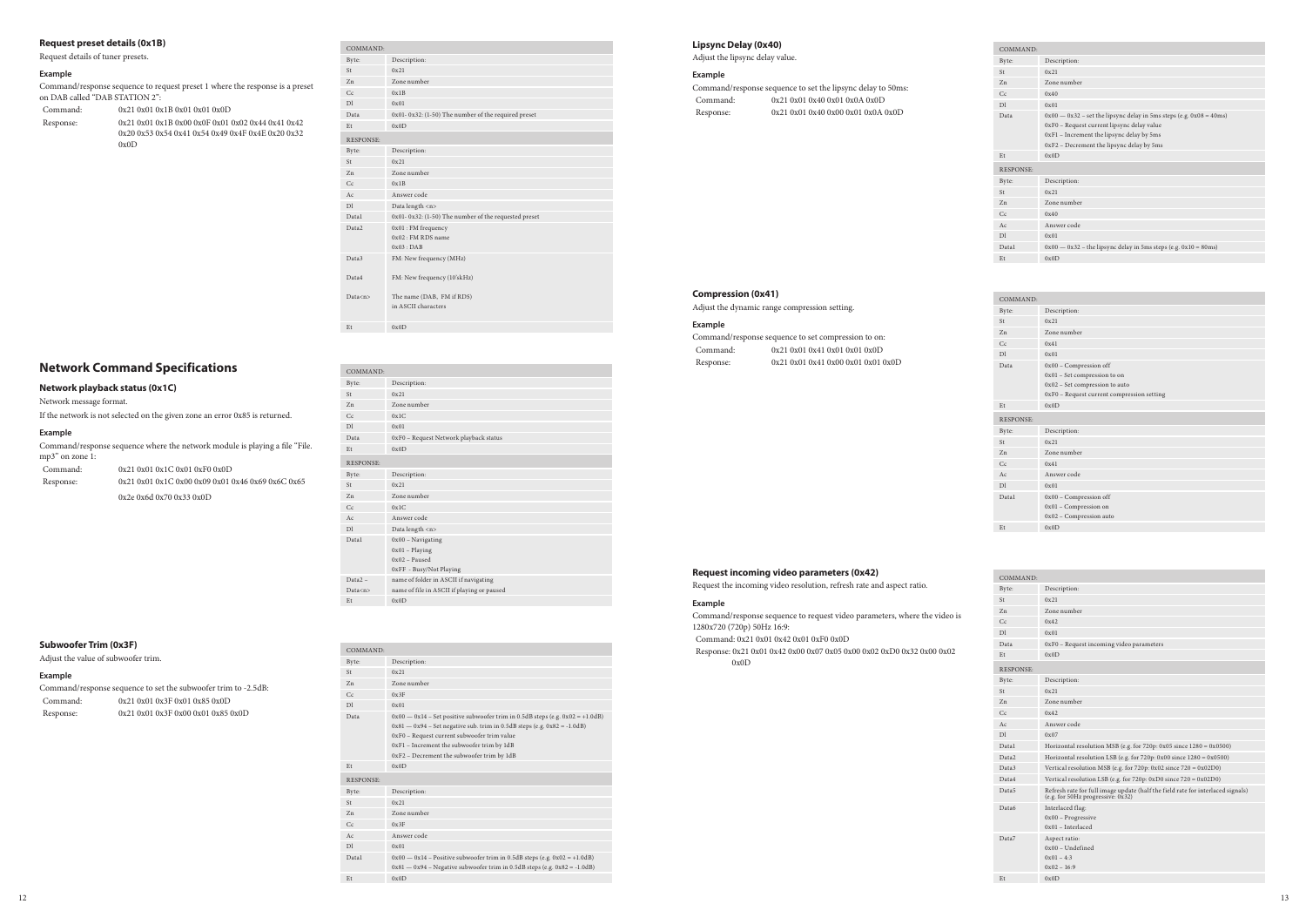### Request preset details (0x1B)

Request details of tuner presets.

#### Example

Command/response sequence to request preset 1 where the response is a preset on DAB called "DAB STATION 2":

Command: 0x21 0x01 0x1B 0x01 0x01 0x0D

Response: 0x21 0x01 0x1B 0x00 0x0F 0x01 0x02 0x44 0x41 0x42 0x20 0x53 0x54 0x41 0x54 0x49 0x4F 0x4E 0x20 0x32 0x0D

| COMMAND: | |
|---|---|
| Byte: | Description: |
| St | 0x21 |
| Zn | Zone number |
| Cc | 0x1B |
| Dl | 0x01 |
| Data | 0x01- 0x32: (1-50) The number of the required preset |
| Et | 0x0D |
| **RESPONSE:** | |
| Byte: | Description: |
| St | 0x21 |
| Zn | Zone number |
| Cc | 0x1B |
| Ac | Answer code |
| Dl | Data length <n> |
| Data1 | 0x01- 0x32: (1-50) The number of the requested preset |
| Data2 | 0x01 : FM frequency<br>0x02 : FM RDS name<br>0x03 : DAB |
| Data3 | FM: New frequency (MHz) |
| Data4 | FM: New frequency (10'skHz) |
| Data<n> | The name (DAB, FM if RDS) in ASCII characters |
| Et | 0x0D |

## Network Command Specifications

### Network playback status (0x1C)

Network message format.

If the network is not selected on the given zone an error 0x85 is returned.

#### Example

Command/response sequence where the network module is playing a file "File.mp3" on zone 1:

Command: 0x21 0x01 0x1C 0x01 0xF0 0x0D

Response: 0x21 0x01 0x1C 0x00 0x09 0x01 0x46 0x69 0x6C 0x65 0x2e 0x6d 0x70 0x33 0x0D

| COMMAND: | |
|---|---|
| Byte: | Description: |
| St | 0x21 |
| Zn | Zone number |
| Cc | 0x1C |
| Dl | 0x01 |
| Data | 0xF0 – Request Network playback status |
| Et | 0x0D |
| **RESPONSE:** | |
| Byte: | Description: |
| St | 0x21 |
| Zn | Zone number |
| Cc | 0x1C |
| Ac | Answer code |
| Dl | Data length <n> |
| Data1 | 0x00 – Navigating<br>0x01 – Playing<br>0x02 – Paused<br>0xFF - Busy/Not Playing |
| Data2 – Data<n> | name of folder in ASCII if navigating<br>name of file in ASCII if playing or paused |
| Et | 0x0D |

### Subwoofer Trim (0x3F)

Adjust the value of subwoofer trim.

#### Example

Command/response sequence to set the subwoofer trim to -2.5dB:

Command: 0x21 0x01 0x3F 0x01 0x85 0x0D

Response: 0x21 0x01 0x3F 0x00 0x01 0x85 0x0D

| COMMAND: | |
|---|---|
| Byte: | Description: |
| St | 0x21 |
| Zn | Zone number |
| Cc | 0x3F |
| Dl | 0x01 |
| Data | 0x00 — 0x14 – Set positive subwoofer trim in 0.5dB steps (e.g. 0x02 = +1.0dB)<br>0x81 — 0x94 – Set negative sub. trim in 0.5dB steps (e.g. 0x82 = -1.0dB)<br>0xF0 – Request current subwoofer trim value<br>0xF1 – Increment the subwoofer trim by 1dB<br>0xF2 – Decrement the subwoofer trim by 1dB |
| Et | 0x0D |
| **RESPONSE:** | |
| Byte: | Description: |
| St | 0x21 |
| Zn | Zone number |
| Cc | 0x3F |
| Ac | Answer code |
| Dl | 0x01 |
| Data1 | 0x00 — 0x14 – Positive subwoofer trim in 0.5dB steps (e.g. 0x02 = +1.0dB)<br>0x81 — 0x94 – Negative subwoofer trim in 0.5dB steps (e.g. 0x82 = -1.0dB) |
| Et | 0x0D |

### Lipsync Delay (0x40)

Adjust the lipsync delay value.

#### Example

Command/response sequence to set the lipsync delay to 50ms:

Command: 0x21 0x01 0x40 0x01 0x0A 0x0D

Response: 0x21 0x01 0x40 0x00 0x01 0x0A 0x0D

| COMMAND: | |
|---|---|
| Byte: | Description: |
| St | 0x21 |
| Zn | Zone number |
| Cc | 0x40 |
| Dl | 0x01 |
| Data | 0x00 — 0x32 – set the lipsync delay in 5ms steps (e.g. 0x08 = 40ms)<br>0xF0 – Request current lipsync delay value<br>0xF1 – Increment the lipsync delay by 5ms<br>0xF2 – Decrement the lipsync delay by 5ms |
| Et | 0x0D |
| **RESPONSE:** | |
| Byte: | Description: |
| St | 0x21 |
| Zn | Zone number |
| Cc | 0x40 |
| Ac | Answer code |
| Dl | 0x01 |
| Data1 | 0x00 — 0x32 – the lipsync delay in 5ms steps (e.g. 0x10 = 80ms) |
| Et | 0x0D |

### Compression (0x41)

Adjust the dynamic range compression setting.

#### Example

Command/response sequence to set compression to on:

Command: 0x21 0x01 0x41 0x01 0x01 0x0D

Response: 0x21 0x01 0x41 0x00 0x01 0x01 0x0D

| COMMAND: | |
|---|---|
| Byte: | Description: |
| St | 0x21 |
| Zn | Zone number |
| Cc | 0x41 |
| Dl | 0x01 |
| Data | 0x00 – Compression off<br>0x01 – Set compression to on<br>0x02 – Set compression to auto<br>0xF0 – Request current compression setting |
| Et | 0x0D |
| **RESPONSE:** | |
| Byte: | Description: |
| St | 0x21 |
| Zn | Zone number |
| Cc | 0x41 |
| Ac | Answer code |
| Dl | 0x01 |
| Data1 | 0x00 – Compression off<br>0x01 – Compression on<br>0x02 – Compression auto |
| Et | 0x0D |

### Request incoming video parameters (0x42)

Request the incoming video resolution, refresh rate and aspect ratio.

#### Example

Command/response sequence to request video parameters, where the video is 1280x720 (720p) 50Hz 16:9:

Command: 0x21 0x01 0x42 0x01 0xF0 0x0D

Response: 0x21 0x01 0x42 0x00 0x07 0x05 0x00 0x02 0xD0 0x32 0x00 0x02 0x0D

| COMMAND: | |
|---|---|
| Byte: | Description: |
| St | 0x21 |
| Zn | Zone number |
| Cc | 0x42 |
| Dl | 0x01 |
| Data | 0xF0 – Request incoming video parameters |
| Et | 0x0D |
| **RESPONSE:** | |
| Byte: | Description: |
| St | 0x21 |
| Zn | Zone number |
| Cc | 0x42 |
| Ac | Answer code |
| Dl | 0x07 |
| Data1 | Horizontal resolution MSB (e.g. for 720p: 0x05 since 1280 = 0x0500) |
| Data2 | Horizontal resolution LSB (e.g. for 720p: 0x00 since 1280 = 0x0500) |
| Data3 | Vertical resolution MSB (e.g. for 720p: 0x02 since 720 = 0x02D0) |
| Data4 | Vertical resolution LSB (e.g. for 720p: 0xD0 since 720 = 0x02D0) |
| Data5 | Refresh rate for full image update (half the field rate for interlaced signals) (e.g. for 50Hz progressive: 0x32) |
| Data6 | Interlaced flag:<br>0x00 – Progressive<br>0x01 – Interlaced |
| Data7 | Aspect ratio:<br>0x00 – Undefined<br>0x01 – 4:3<br>0x02 – 16:9 |
| Et | 0x0D |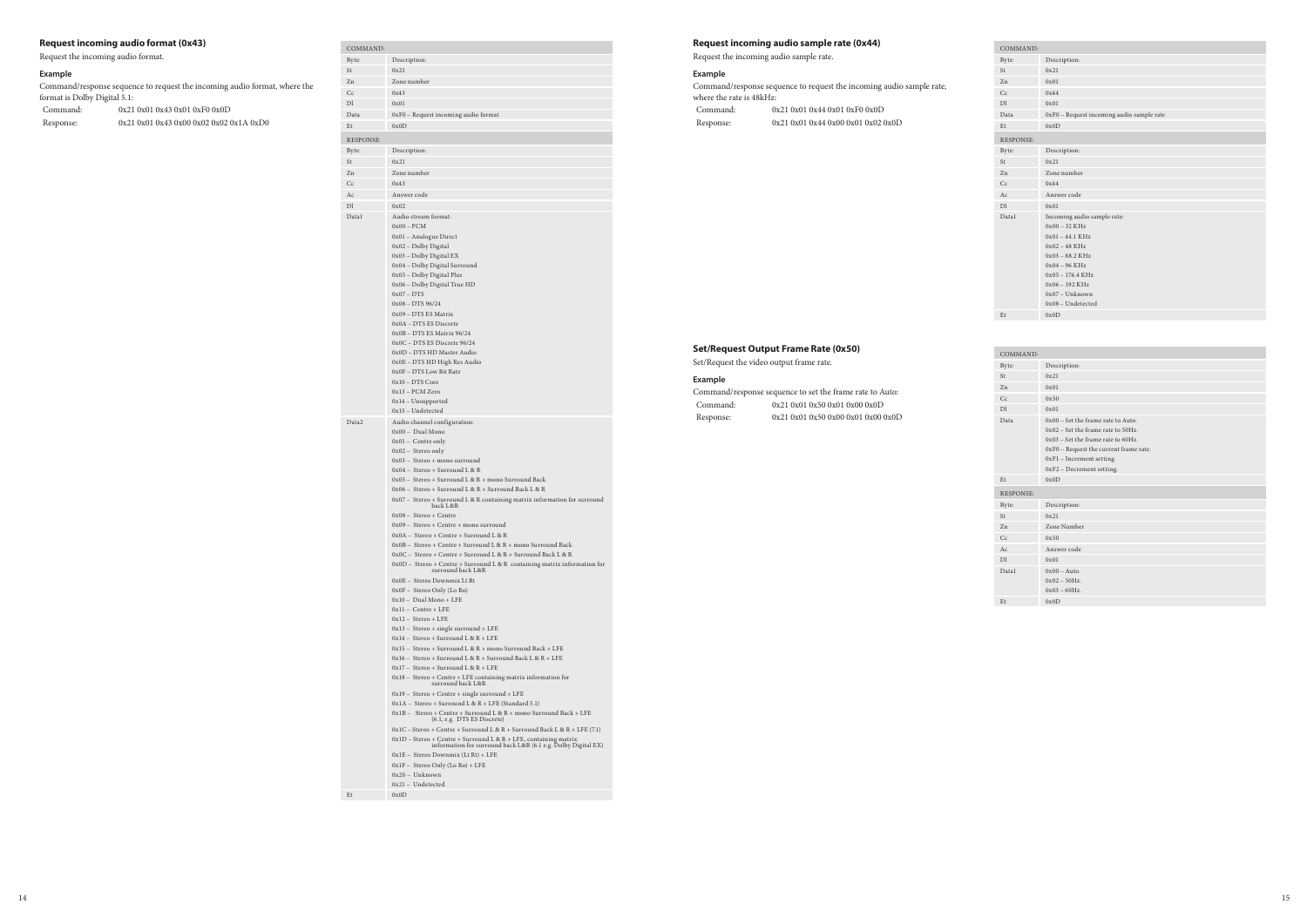## Request incoming audio format (0x43)

Request the incoming audio format.

### Example

Command/response sequence to request the incoming audio format, where the format is Dolby Digital 5.1:

| | |
|---|---|
| Command: | 0x21 0x01 0x43 0x01 0xF0 0x0D |
| Response: | 0x21 0x01 0x43 0x00 0x02 0x02 0x1A 0xD0 |

| COMMAND: | |
|---|---|
| Byte: | Description: |
| St | 0x21 |
| Zn | Zone number |
| Cc | 0x43 |
| Dl | 0x01 |
| Data | 0xF0 – Request incoming audio format |
| Et | 0x0D |

| RESPONSE: | |
|---|---|
| Byte: | Description: |
| St | 0x21 |
| Zn | Zone number |
| Cc | 0x43 |
| Ac | Answer code |
| Dl | 0x02 |
| Data1 | Audio stream format:<br>0x00 – PCM<br>0x01 – Analogue Direct<br>0x02 – Dolby Digital<br>0x03 – Dolby Digital EX<br>0x04 – Dolby Digital Surround<br>0x05 – Dolby Digital Plus<br>0x06 – Dolby Digital True HD<br>0x07 – DTS<br>0x08 – DTS 96/24<br>0x09 – DTS ES Matrix<br>0x0A – DTS ES Discrete<br>0x0B – DTS ES Matrix 96/24<br>0x0C – DTS ES Discrete 96/24<br>0x0D – DTS HD Master Audio<br>0x0E – DTS HD High Res Audio<br>0x0F – DTS Low Bit Rate<br>0x10 – DTS Core<br>0x13 – PCM Zero<br>0x14 – Unsupported<br>0x15 – Undetected |
| Data2 | Audio channel configuration:<br>0x00 – Dual Mono<br>0x01 – Centre only<br>0x02 – Stereo only<br>0x03 – Stereo + mono surround<br>0x04 – Stereo + Surround L & R<br>0x05 – Stereo + Surround L & R + mono Surround Back<br>0x06 – Stereo + Surround L & R + Surround Back L & R<br>0x07 – Stereo + Surround L & R containing matrix information for surround back L&R<br>0x08 – Stereo + Centre<br>0x09 – Stereo + Centre + mono surround<br>0x0A – Stereo + Centre + Surround L & R<br>0x0B – Stereo + Centre + Surround L & R + mono Surround Back<br>0x0C – Stereo + Centre + Surround L & R + Surround Back L & R<br>0x0D – Stereo + Centre + Surround L & R containing matrix information for surround back L&R<br>0x0E – Stereo Downmix Lt Rt<br>0x0F – Stereo Only (Lo Ro)<br>0x10 – Dual Mono + LFE<br>0x11 – Centre + LFE<br>0x12 – Stereo + LFE<br>0x13 – Stereo + single surround + LFE<br>0x14 – Stereo + Surround L & R + LFE<br>0x15 – Stereo + Surround L & R + mono Surround Back + LFE<br>0x16 – Stereo + Surround L & R + Surround Back L & R + LFE<br>0x17 – Stereo + Surround L & R + LFE<br>0x18 – Stereo + Centre + LFE containing matrix information for surround back L&R<br>0x19 – Stereo + Centre + single surround + LFE<br>0x1A – Stereo + Surround L & R + LFE (Standard 5.1)<br>0x1B – Stereo + Centre + Surround L & R + mono Surround Back + LFE (6.1, e.g. DTS ES Discrete)<br>0x1C – Stereo + Centre + Surround L & R + Surround Back L & R + LFE (7.1)<br>0x1D – Stereo + Centre + Surround L & R + LFE, containing matrix information for surround back L&R (6.1 e.g. Dolby Digital EX)<br>0x1E – Stereo Downmix (Lt Rt) + LFE<br>0x1F – Stereo Only (Lo Ro) + LFE<br>0x20 – Unknown<br>0x21 – Undetected |
| Et | 0x0D |

## Request incoming audio sample rate (0x44)

Request the incoming audio sample rate.

### Example

Command/response sequence to request the incoming audio sample rate, where the rate is 48kHz:

| | |
|---|---|
| Command: | 0x21 0x01 0x44 0x01 0xF0 0x0D |
| Response: | 0x21 0x01 0x44 0x00 0x01 0x02 0x0D |

| COMMAND: | |
|---|---|
| Byte: | Description: |
| St | 0x21 |
| Zn | 0x01 |
| Cc | 0x44 |
| Dl | 0x01 |
| Data | 0xF0 – Request incoming audio sample rate |
| Et | 0x0D |

| RESPONSE: | |
|---|---|
| Byte: | Description: |
| St | 0x21 |
| Zn | Zone number |
| Cc | 0x44 |
| Ac | Answer code |
| Dl | 0x01 |
| Data1 | Incoming audio sample rate:<br>0x00 – 32 KHz<br>0x01 – 44.1 KHz<br>0x02 – 48 KHz<br>0x03 – 88.2 KHz<br>0x04 – 96 KHz<br>0x05 – 176.4 KHz<br>0x06 – 192 KHz<br>0x07 – Unknown<br>0x08 – Undetected |
| Et | 0x0D |

## Set/Request Output Frame Rate (0x50)

Set/Request the video output frame rate.

### Example

Command/response sequence to set the frame rate to Auto:

| | |
|---|---|
| Command: | 0x21 0x01 0x50 0x01 0x00 0x0D |
| Response: | 0x21 0x01 0x50 0x00 0x01 0x00 0x0D |

| COMMAND: | |
|---|---|
| Byte: | Description: |
| St | 0x21 |
| Zn | 0x01 |
| Cc | 0x50 |
| Dl | 0x01 |
| Data | 0x00 – Set the frame rate to Auto.<br>0x02 – Set the frame rate to 50Hz.<br>0x03 – Set the frame rate to 60Hz.<br>0xF0 – Request the current frame rate.<br>0xF1 – Increment setting.<br>0xF2 – Decrement setting. |
| Et | 0x0D |

| RESPONSE: | |
|---|---|
| Byte: | Description: |
| St | 0x21 |
| Zn | Zone Number |
| Cc | 0x50 |
| Ac | Answer code |
| Dl | 0x01 |
| Data1 | 0x00 – Auto.<br>0x02 – 50Hz.<br>0x03 – 60Hz. |
| Et | 0x0D |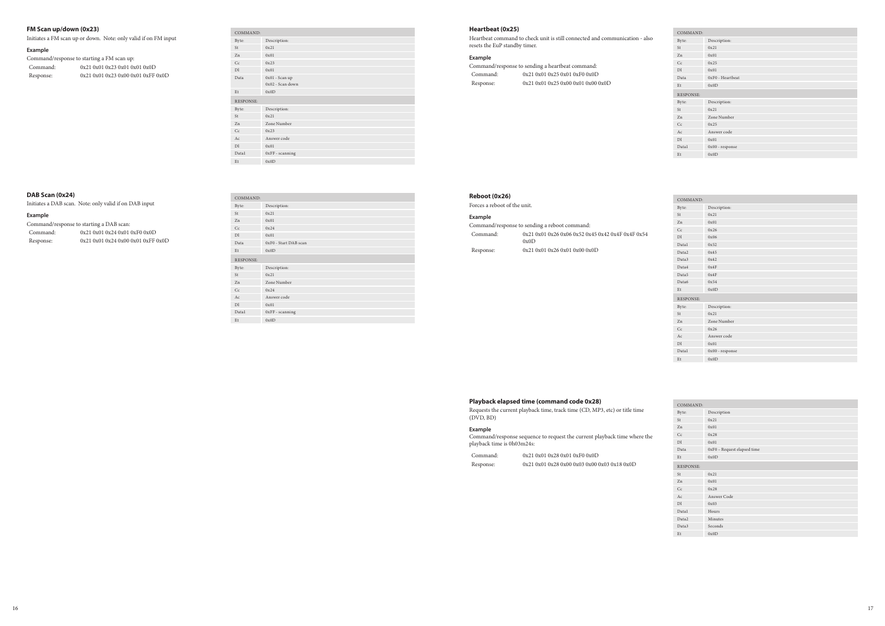## FM Scan up/down (0x23)

Initiates a FM scan up or down. Note: only valid if on FM input

### Example

Command/response to starting a FM scan up:

| | |
|---|---|
| Command: | 0x21 0x01 0x23 0x01 0x01 0x0D |
| Response: | 0x21 0x01 0x23 0x00 0x01 0xFF 0x0D |

| COMMAND: | |
|---|---|
| Byte: | Description: |
| St | 0x21 |
| Zn | 0x01 |
| Cc | 0x23 |
| Dl | 0x01 |
| Data | 0x01 - Scan up<br>0x02 - Scan down |
| Et | 0x0D |
| **RESPONSE:** | |
| Byte: | Description: |
| St | 0x21 |
| Zn | Zone Number |
| Cc | 0x23 |
| Ac | Answer code |
| Dl | 0x01 |
| Data1 | 0xFF - scanning |
| Et | 0x0D |

## DAB Scan (0x24)

Initiates a DAB scan. Note: only valid if on DAB input

### Example

Command/response to starting a DAB scan:

| | |
|---|---|
| Command: | 0x21 0x01 0x24 0x01 0xF0 0x0D |
| Response: | 0x21 0x01 0x24 0x00 0x01 0xFF 0x0D |

| COMMAND: | |
|---|---|
| Byte: | Description: |
| St | 0x21 |
| Zn | 0x01 |
| Cc | 0x24 |
| Dl | 0x01 |
| Data | 0xF0 - Start DAB scan |
| Et | 0x0D |
| **RESPONSE:** | |
| Byte: | Description: |
| St | 0x21 |
| Zn | Zone Number |
| Cc | 0x24 |
| Ac | Answer code |
| Dl | 0x01 |
| Data1 | 0xFF - scanning |
| Et | 0x0D |

## Heartbeat (0x25)

Heartbeat command to check unit is still connected and communication - also resets the EuP standby timer.

### Example

Command/response to sending a heartbeat command:

| | |
|---|---|
| Command: | 0x21 0x01 0x25 0x01 0xF0 0x0D |
| Response: | 0x21 0x01 0x25 0x00 0x01 0x00 0x0D |

| COMMAND: | |
|---|---|
| Byte: | Description: |
| St | 0x21 |
| Zn | 0x01 |
| Cc | 0x25 |
| Dl | 0x01 |
| Data | 0xF0 - Heartbeat |
| Et | 0x0D |
| **RESPONSE:** | |
| Byte: | Description: |
| St | 0x21 |
| Zn | Zone Number |
| Cc | 0x25 |
| Ac | Answer code |
| Dl | 0x01 |
| Data1 | 0x00 - response |
| Et | 0x0D |

## Reboot (0x26)

Forces a reboot of the unit.

### Example

Command/response to sending a reboot command:

| | |
|---|---|
| Command: | 0x21 0x01 0x26 0x06 0x52 0x45 0x42 0x4F 0x4F 0x54 0x0D |
| Response: | 0x21 0x01 0x26 0x01 0x00 0x0D |

| COMMAND: | |
|---|---|
| Byte: | Description: |
| St | 0x21 |
| Zn | 0x01 |
| Cc | 0x26 |
| Dl | 0x06 |
| Data1 | 0x52 |
| Data2 | 0x45 |
| Data3 | 0x42 |
| Data4 | 0x4F |
| Data5 | 0x4F |
| Data6 | 0x54 |
| Et | 0x0D |
| **RESPONSE:** | |
| Byte: | Description: |
| St | 0x21 |
| Zn | Zone Number |
| Cc | 0x26 |
| Ac | Answer code |
| Dl | 0x01 |
| Data1 | 0x00 - response |
| Et | 0x0D |

## Playback elapsed time (command code 0x28)

Requests the current playback time, track time (CD, MP3, etc) or title time (DVD, BD)

### Example

Command/response sequence to request the current playback time where the playback time is 0h03m24s:

| | |
|---|---|
| Command: | 0x21 0x01 0x28 0x01 0xF0 0x0D |
| Response: | 0x21 0x01 0x28 0x00 0x03 0x00 0x03 0x18 0x0D |

| COMMAND: | |
|---|---|
| Byte: | Description |
| St | 0x21 |
| Zn | 0x01 |
| Cc | 0x28 |
| Dl | 0x01 |
| Data | 0xF0 – Request elapsed time |
| Et | 0x0D |
| **RESPONSE:** | |
| St | 0x21 |
| Zn | 0x01 |
| Cc | 0x28 |
| Ac | Answer Code |
| Dl | 0x03 |
| Data1 | Hours |
| Data2 | Minutes |
| Data3 | Seconds |
| Et | 0x0D |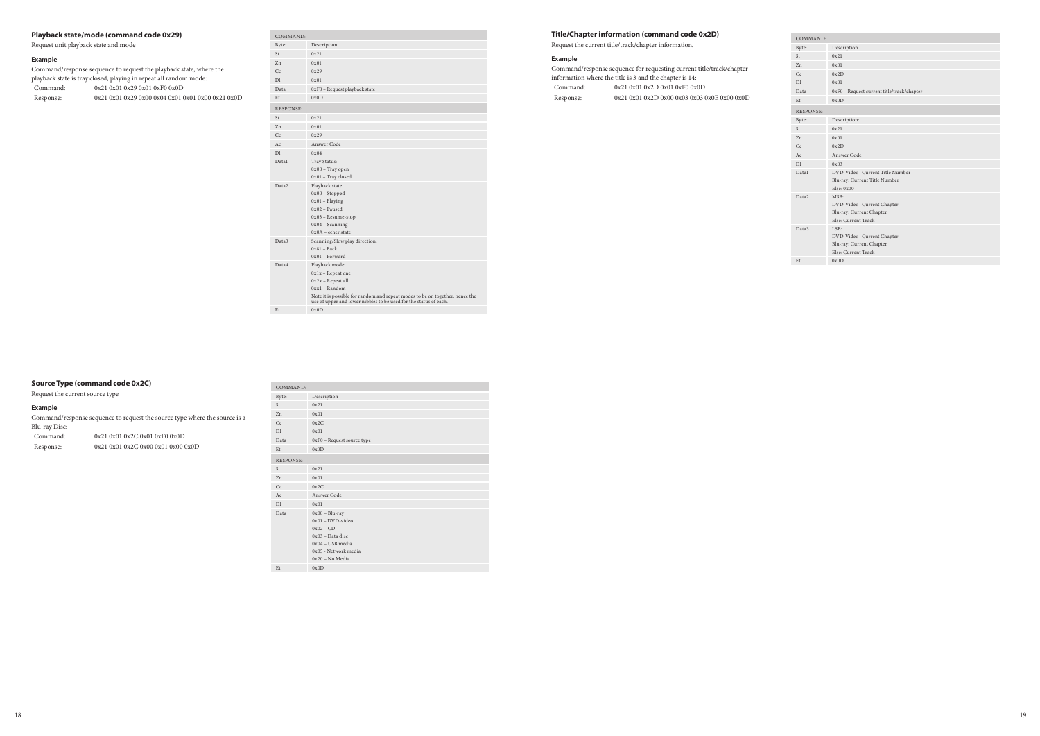## Playback state/mode (command code 0x29)

Request unit playback state and mode

### Example

Command/response sequence to request the playback state, where the playback state is tray closed, playing in repeat all random mode:

Command: 0x21 0x01 0x29 0x01 0xF0 0x0D

Response: 0x21 0x01 0x29 0x00 0x04 0x01 0x01 0x00 0x21 0x0D

| COMMAND: | |
|---|---|
| Byte: | Description |
| St | 0x21 |
| Zn | 0x01 |
| Cc | 0x29 |
| Dl | 0x01 |
| Data | 0xF0 – Request playback state |
| Et | 0x0D |
| **RESPONSE:** | |
| St | 0x21 |
| Zn | 0x01 |
| Cc | 0x29 |
| Ac | Answer Code |
| Dl | 0x04 |
| Data1 | Tray Status:<br>0x00 – Tray open<br>0x01 – Tray closed |
| Data2 | Playback state:<br>0x00 – Stopped<br>0x01 – Playing<br>0x02 – Paused<br>0x03 – Resume-stop<br>0x04 – Scanning<br>0x0A – other state |
| Data3 | Scanning/Slow play direction:<br>0x81 – Back<br>0x01 – Forward |
| Data4 | Playback mode:<br>0x1x – Repeat one<br>0x2x – Repeat all<br>0xx1 – Random<br>Note it is possible for random and repeat modes to be on together, hence the use of upper and lower nibbles to be used for the status of each. |
| Et | 0x0D |

## Source Type (command code 0x2C)

Request the current source type

### Example

Command/response sequence to request the source type where the source is a Blu-ray Disc:

Command: 0x21 0x01 0x2C 0x01 0xF0 0x0D

Response: 0x21 0x01 0x2C 0x00 0x01 0x00 0x0D

| COMMAND: | |
|---|---|
| Byte: | Description |
| St | 0x21 |
| Zn | 0x01 |
| Cc | 0x2C |
| Dl | 0x01 |
| Data | 0xF0 – Request source type |
| Et | 0x0D |
| **RESPONSE:** | |
| St | 0x21 |
| Zn | 0x01 |
| Cc | 0x2C |
| Ac | Answer Code |
| Dl | 0x01 |
| Data | 0x00 – Blu-ray<br>0x01 – DVD-video<br>0x02 – CD<br>0x03 – Data disc<br>0x04 – USB media<br>0x05 - Network media<br>0x20 – No Media |
| Et | 0x0D |

## Title/Chapter information (command code 0x2D)

Request the current title/track/chapter information.

### Example

Command/response sequence for requesting current title/track/chapter information where the title is 3 and the chapter is 14:

Command: 0x21 0x01 0x2D 0x01 0xF0 0x0D

Response: 0x21 0x01 0x2D 0x00 0x03 0x03 0x0E 0x00 0x0D

| COMMAND: | |
|---|---|
| Byte: | Description |
| St | 0x21 |
| Zn | 0x01 |
| Cc | 0x2D |
| Dl | 0x01 |
| Data | 0xF0 – Request current title/track/chapter |
| Et | 0x0D |
| **RESPONSE:** | |
| Byte: | Description: |
| St | 0x21 |
| Zn | 0x01 |
| Cc | 0x2D |
| Ac | Answer Code |
| Dl | 0x03 |
| Data1 | DVD-Video : Current Title Number<br>Blu-ray: Current Title Number<br>Else: 0x00 |
| Data2 | MSB:<br>DVD-Video : Current Chapter<br>Blu-ray: Current Chapter<br>Else: Current Track |
| Data3 | LSB:<br>DVD-Video : Current Chapter<br>Blu-ray: Current Chapter<br>Else: Current Track |
| Et | 0x0D |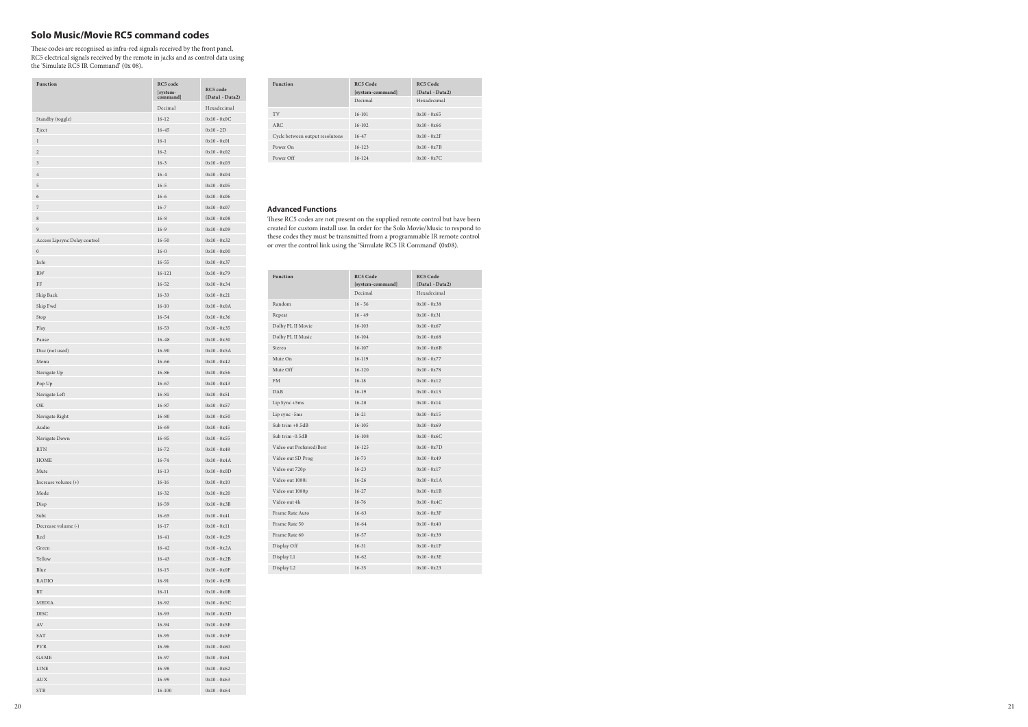## Solo Music/Movie RC5 command codes

These codes are recognised as infra-red signals received by the front panel, RC5 electrical signals received by the remote in jacks and as control data using the 'Simulate RC5 IR Command' (0x 08).

| Function | RC5 code [system-command] | RC5 code (Data1 - Data2) |
|---|---|---|
| | Decimal | Hexadecimal |
| Standby (toggle) | 16-12 | 0x10 - 0x0C |
| Eject | 16-45 | 0x10 - 2D |
| 1 | 16-1 | 0x10 - 0x01 |
| 2 | 16-2 | 0x10 - 0x02 |
| 3 | 16-3 | 0x10 - 0x03 |
| 4 | 16-4 | 0x10 - 0x04 |
| 5 | 16-5 | 0x10 - 0x05 |
| 6 | 16-6 | 0x10 - 0x06 |
| 7 | 16-7 | 0x10 - 0x07 |
| 8 | 16-8 | 0x10 - 0x08 |
| 9 | 16-9 | 0x10 - 0x09 |
| Access Lipsync Delay control | 16-50 | 0x10 - 0x32 |
| 0 | 16-0 | 0x10 - 0x00 |
| Info | 16-55 | 0x10 - 0x37 |
| RW | 16-121 | 0x10 - 0x79 |
| FF | 16-52 | 0x10 - 0x34 |
| Skip Back | 16-33 | 0x10 - 0x21 |
| Skip Fwd | 16-10 | 0x10 - 0x0A |
| Stop | 16-54 | 0x10 - 0x36 |
| Play | 16-53 | 0x10 - 0x35 |
| Pause | 16-48 | 0x10 - 0x30 |
| Disc (not used) | 16-90 | 0x10 - 0x5A |
| Menu | 16-66 | 0x10 - 0x42 |
| Navigate Up | 16-86 | 0x10 - 0x56 |
| Pop Up | 16-67 | 0x10 - 0x43 |
| Navigate Left | 16-81 | 0x10 - 0x51 |
| OK | 16-87 | 0x10 - 0x57 |
| Navigate Right | 16-80 | 0x10 - 0x50 |
| Audio | 16-69 | 0x10 - 0x45 |
| Navigate Down | 16-85 | 0x10 - 0x55 |
| RTN | 16-72 | 0x10 - 0x48 |
| HOME | 16-74 | 0x10 - 0x4A |
| Mute | 16-13 | 0x10 - 0x0D |
| Increase volume (+) | 16-16 | 0x10 - 0x10 |
| Mode | 16-32 | 0x10 - 0x20 |
| Disp | 16-59 | 0x10 - 0x3B |
| Subt | 16-65 | 0x10 - 0x41 |
| Decrease volume (-) | 16-17 | 0x10 - 0x11 |
| Red | 16-41 | 0x10 - 0x29 |
| Green | 16-42 | 0x10 - 0x2A |
| Yellow | 16-43 | 0x10 - 0x2B |
| Blue | 16-15 | 0x10 - 0x0F |
| RADIO | 16-91 | 0x10 - 0x5B |
| BT | 16-11 | 0x10 - 0x0B |
| MEDIA | 16-92 | 0x10 - 0x5C |
| DISC | 16-93 | 0x10 - 0x5D |
| AV | 16-94 | 0x10 - 0x5E |
| SAT | 16-95 | 0x10 - 0x5F |
| PVR | 16-96 | 0x10 - 0x60 |
| GAME | 16-97 | 0x10 - 0x61 |
| LINE | 16-98 | 0x10 - 0x62 |
| AUX | 16-99 | 0x10 - 0x63 |
| STB | 16-100 | 0x10 - 0x64 |
| TV | 16-101 | 0x10 - 0x65 |
| ARC | 16-102 | 0x10 - 0x66 |
| Cycle between output resolutons | 16-47 | 0x10 - 0x2F |
| Power On | 16-123 | 0x10 - 0x7B |
| Power Off | 16-124 | 0x10 - 0x7C |

### Advanced Functions

These RC5 codes are not present on the supplied remote control but have been created for custom install use. In order for the Solo Movie/Music to respond to these codes they must be transmitted from a programmable IR remote control or over the control link using the 'Simulate RC5 IR Command' (0x08).

| Function | RC5 Code [system-command] | RC5 Code (Data1 - Data2) |
|---|---|---|
| | Decimal | Hexadecimal |
| Random | 16 - 56 | 0x10 - 0x38 |
| Repeat | 16 - 49 | 0x10 - 0x31 |
| Dolby PL II Movie | 16-103 | 0x10 - 0x67 |
| Dolby PL II Music | 16-104 | 0x10 - 0x68 |
| Stereo | 16-107 | 0x10 - 0x6B |
| Mute On | 16-119 | 0x10 - 0x77 |
| Mute Off | 16-120 | 0x10 - 0x78 |
| FM | 16-18 | 0x10 - 0x12 |
| DAB | 16-19 | 0x10 - 0x13 |
| Lip Sync +5ms | 16-20 | 0x10 - 0x14 |
| Lip sync -5ms | 16-21 | 0x10 - 0x15 |
| Sub trim +0.5dB | 16-105 | 0x10 - 0x69 |
| Sub trim -0.5dB | 16-108 | 0x10 - 0x6C |
| Video out Preferred/Best | 16-125 | 0x10 - 0x7D |
| Video out SD Prog | 16-73 | 0x10 - 0x49 |
| Video out 720p | 16-23 | 0x10 - 0x17 |
| Video out 1080i | 16-26 | 0x10 - 0x1A |
| Video out 1080p | 16-27 | 0x10 - 0x1B |
| Video out 4k | 16-76 | 0x10 - 0x4C |
| Frame Rate Auto | 16-63 | 0x10 - 0x3F |
| Frame Rate 50 | 16-64 | 0x10 - 0x40 |
| Frame Rate 60 | 16-57 | 0x10 - 0x39 |
| Display Off | 16-31 | 0x10 - 0x1F |
| Display L1 | 16-62 | 0x10 - 0x3E |
| Display L2 | 16-35 | 0x10 - 0x23 |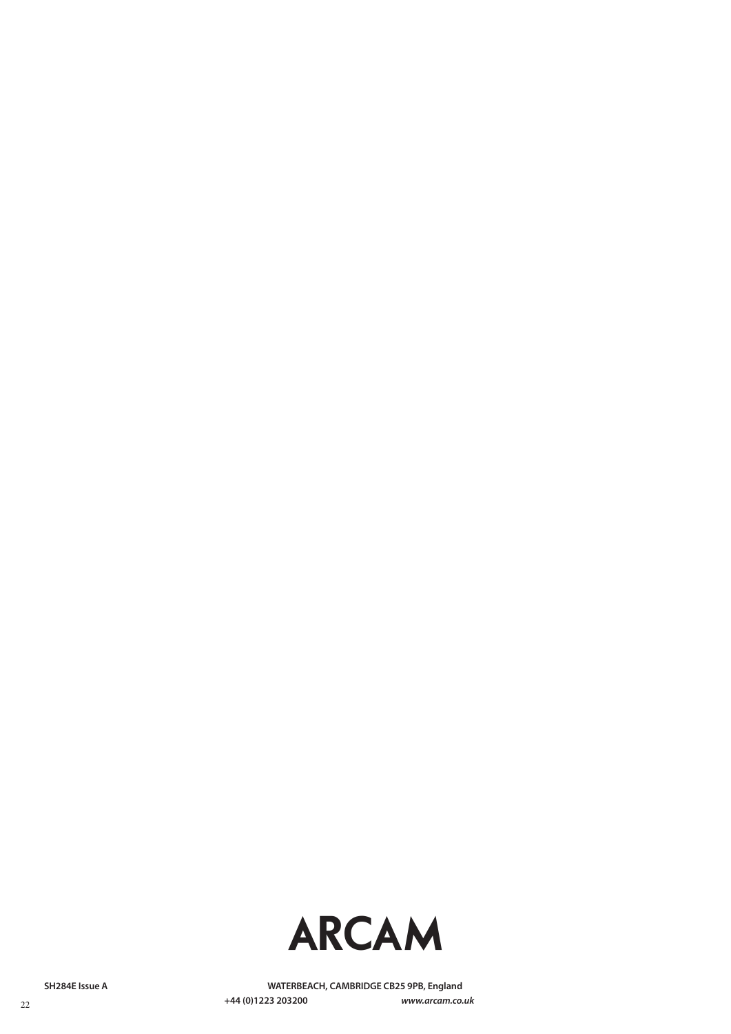ARCAM

SH284E Issue A

WATERBEACH, CAMBRIDGE CB25 9PB, England

+44 (0)1223 203200

*www.arcam.co.uk*